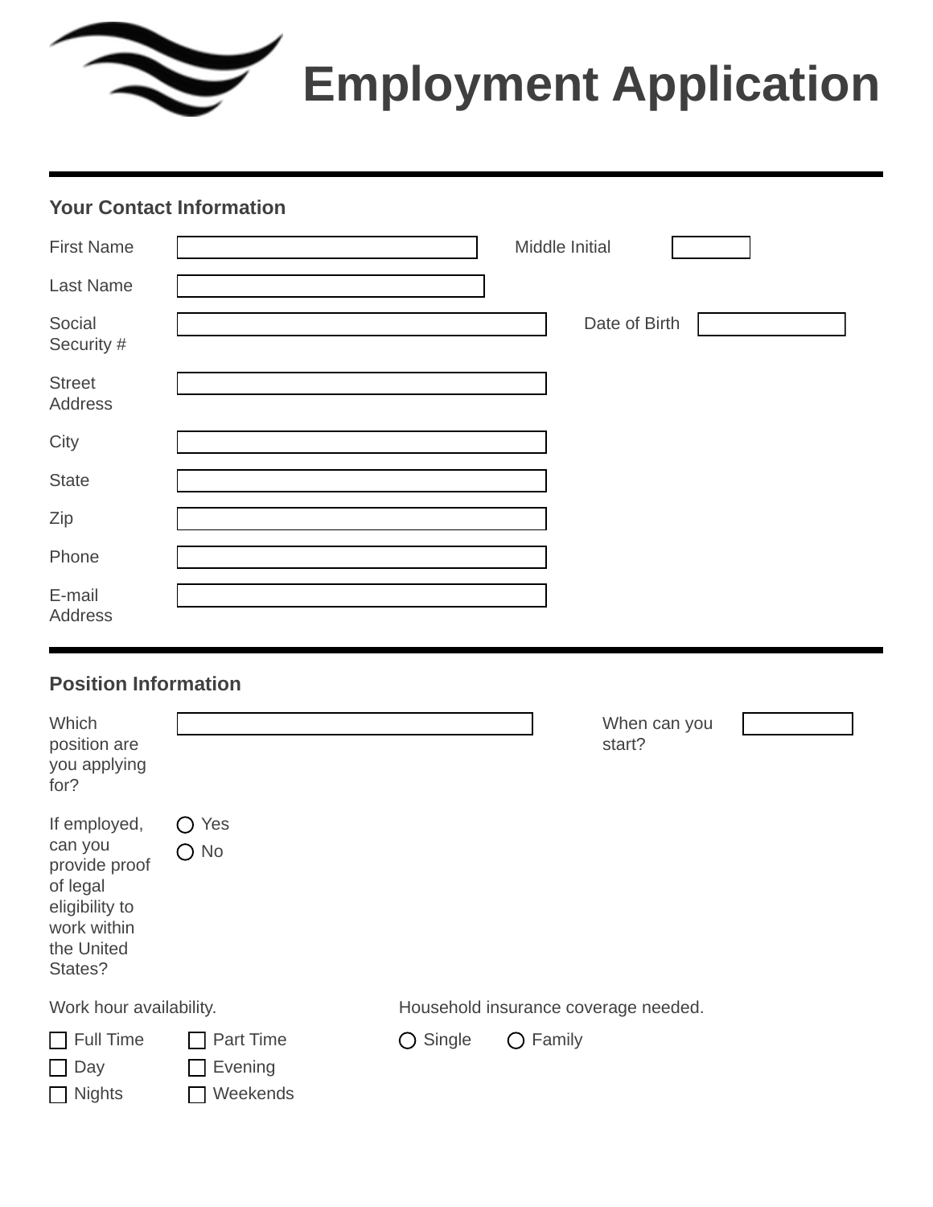# Employment Application

## Your Contact Information

First Name: ______ Middle Initial: ______

Last Name: ______

Social Security #: ______ Date of Birth: ______

Street Address: ______

City: ______

State: ______

Zip: ______

Phone: ______

E-mail Address: ______

## Position Information

Which position are you applying for? ______ When can you start? ______

If employed, can you provide proof of legal eligibility to work within the United States?

- ○ Yes
- ○ No

Work hour availability.

- ☐ Full Time
- ☐ Part Time
- ☐ Day
- ☐ Evening
- ☐ Nights
- ☐ Weekends

Household insurance coverage needed.

- ○ Single
- ○ Family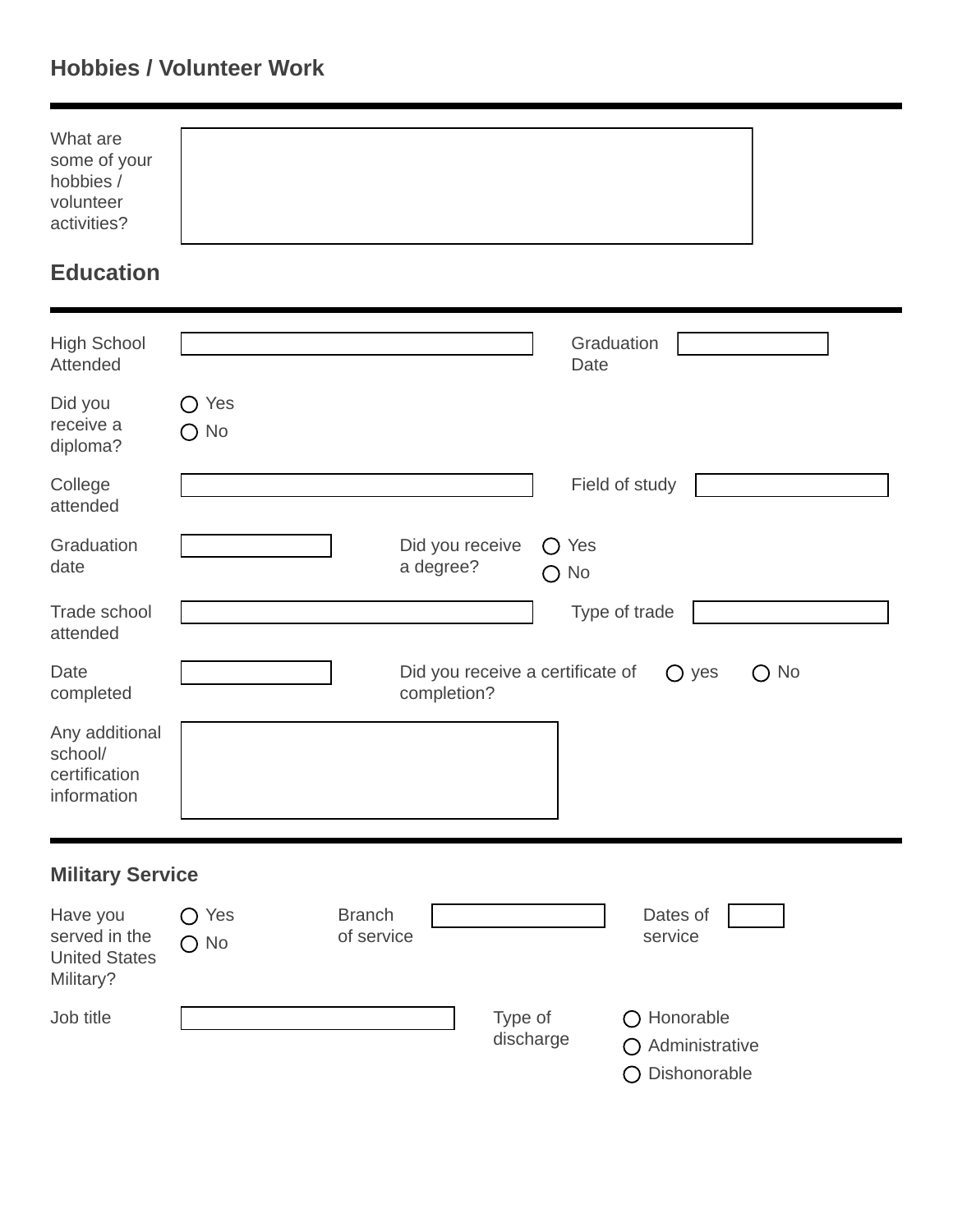## Hobbies / Volunteer Work

What are some of your hobbies / volunteer activities?

## Education

High School Attended

Graduation Date

Did you receive a diploma?

- ◯ Yes
- ◯ No

College attended

Field of study

Graduation date

Did you receive a degree?

- ◯ Yes
- ◯ No

Trade school attended

Type of trade

Date completed

Did you receive a certificate of completion? ◯ yes ◯ No

Any additional school/ certification information

## Military Service

Have you served in the United States Military?

- ◯ Yes
- ◯ No

Branch of service

Dates of service

Job title

Type of discharge

- ◯ Honorable
- ◯ Administrative
- ◯ Dishonorable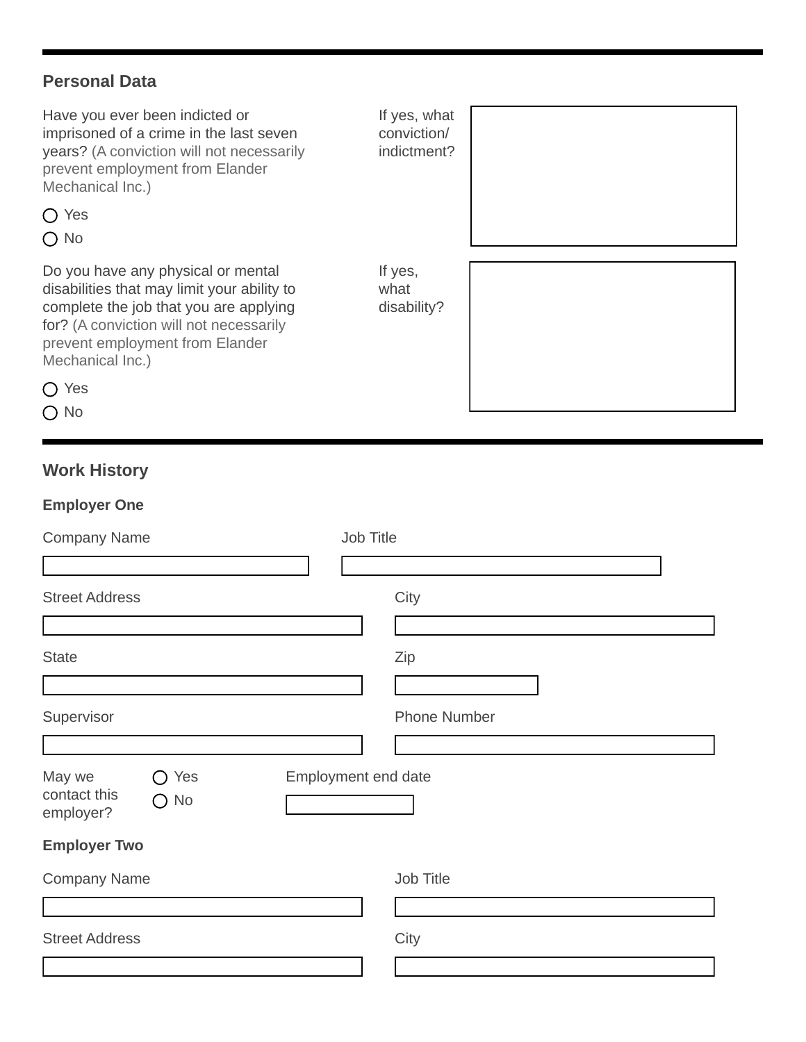## Personal Data

Have you ever been indicted or imprisoned of a crime in the last seven years? (A conviction will not necessarily prevent employment from Elander Mechanical Inc.)

- ◯ Yes
- ◯ No

If yes, what conviction/ indictment?

Do you have any physical or mental disabilities that may limit your ability to complete the job that you are applying for? (A conviction will not necessarily prevent employment from Elander Mechanical Inc.)

- ◯ Yes
- ◯ No

If yes, what disability?

## Work History

### Employer One

Company Name

Job Title

Street Address

City

State

Zip

Supervisor

Phone Number

May we contact this employer?

- ◯ Yes
- ◯ No

Employment end date

### Employer Two

Company Name

Job Title

Street Address

City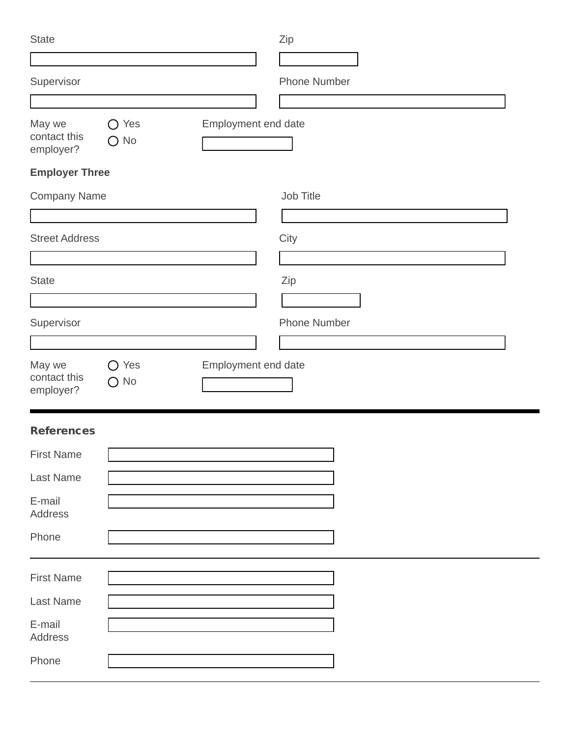State

Zip

Supervisor

Phone Number

May we contact this employer?

- ○ Yes
- ○ No

Employment end date

**Employer Three**

Company Name

Job Title

Street Address

City

State

Zip

Supervisor

Phone Number

May we contact this employer?

- ○ Yes
- ○ No

Employment end date

---

**References**

First Name

Last Name

E-mail Address

Phone

---

First Name

Last Name

E-mail Address

Phone

---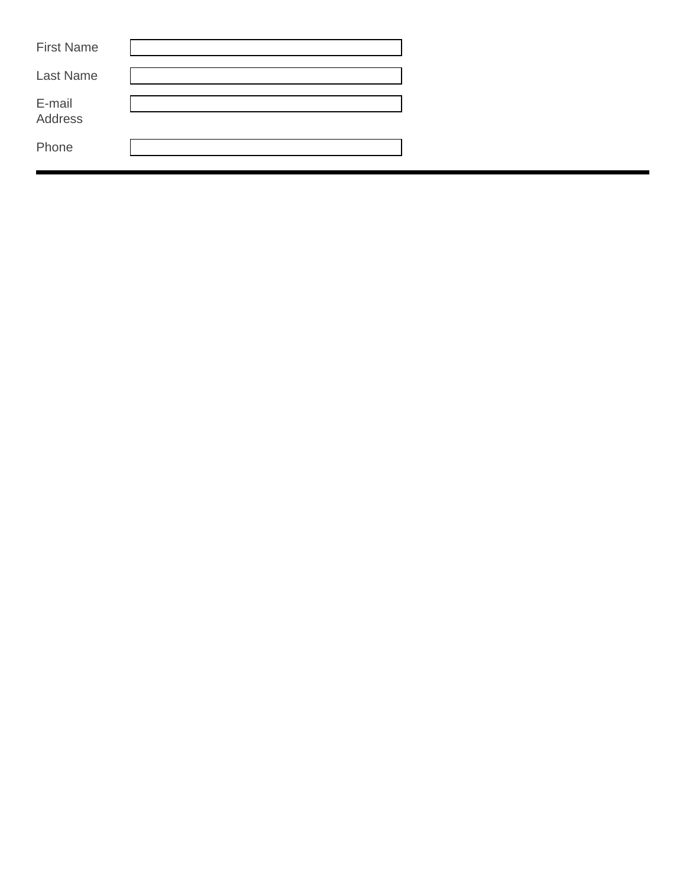| First Name | |
| --- | --- |
| Last Name | |
| E-mail Address | |
| Phone | |

---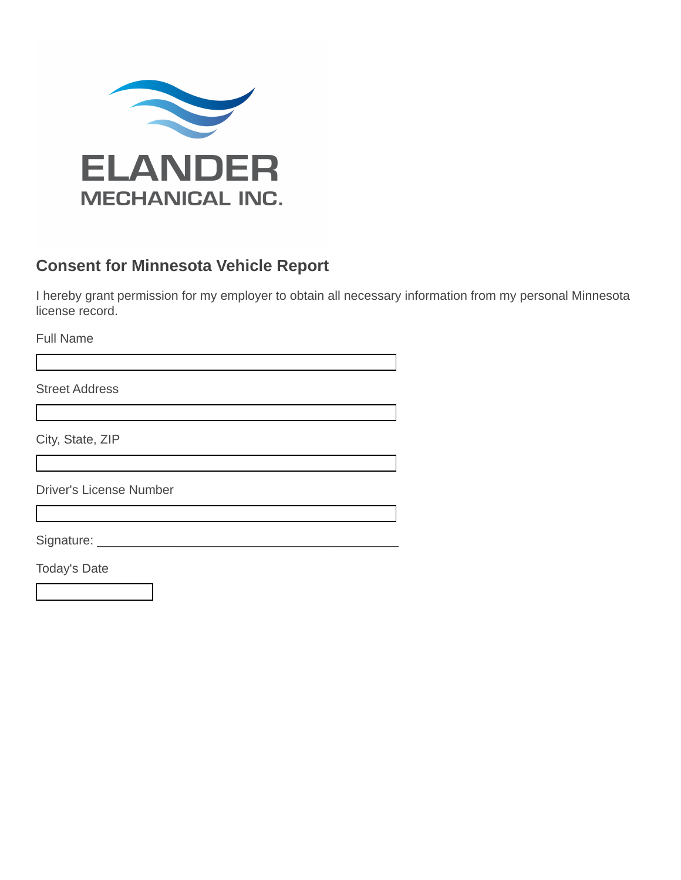ELANDER
MECHANICAL INC.

## Consent for Minnesota Vehicle Report

I hereby grant permission for my employer to obtain all necessary information from my personal Minnesota license record.

Full Name

Street Address

City, State, ZIP

Driver's License Number

Signature: ____________________________________________

Today's Date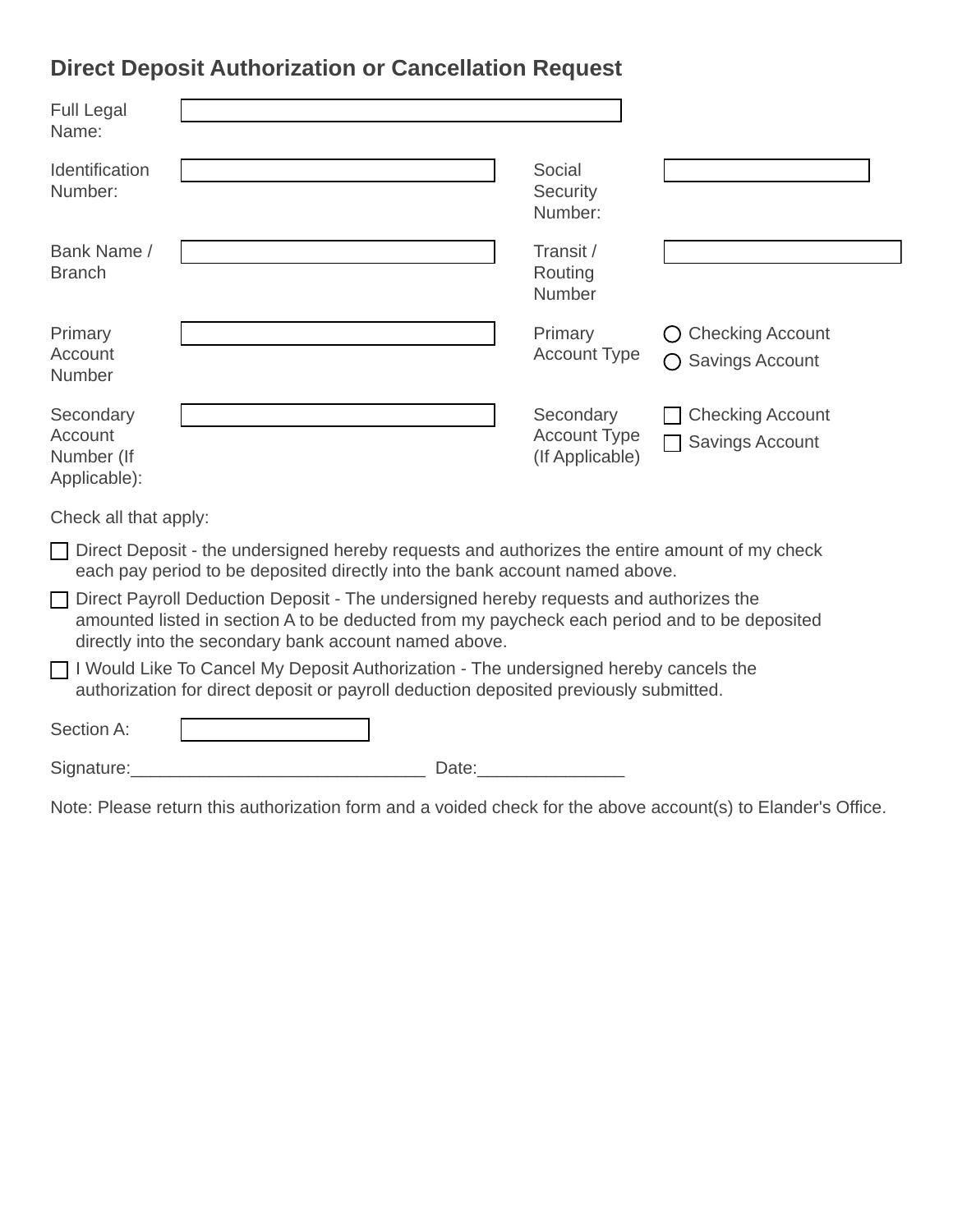## Direct Deposit Authorization or Cancellation Request

Full Legal Name: ______________________________

Identification Number: ____________________  Social Security Number: ____________________

Bank Name / Branch ____________________  Transit / Routing Number ____________________

Primary Account Number ____________________  Primary Account Type ○ Checking Account ○ Savings Account

Secondary Account Number (If Applicable): ____________________  Secondary Account Type (If Applicable) ☐ Checking Account ☐ Savings Account

Check all that apply:

☐ Direct Deposit - the undersigned hereby requests and authorizes the entire amount of my check each pay period to be deposited directly into the bank account named above.

☐ Direct Payroll Deduction Deposit - The undersigned hereby requests and authorizes the amounted listed in section A to be deducted from my paycheck each period and to be deposited directly into the secondary bank account named above.

☐ I Would Like To Cancel My Deposit Authorization - The undersigned hereby cancels the authorization for direct deposit or payroll deduction deposited previously submitted.

Section A: ____________________

Signature:______________________________ Date:_______________

Note: Please return this authorization form and a voided check for the above account(s) to Elander's Office.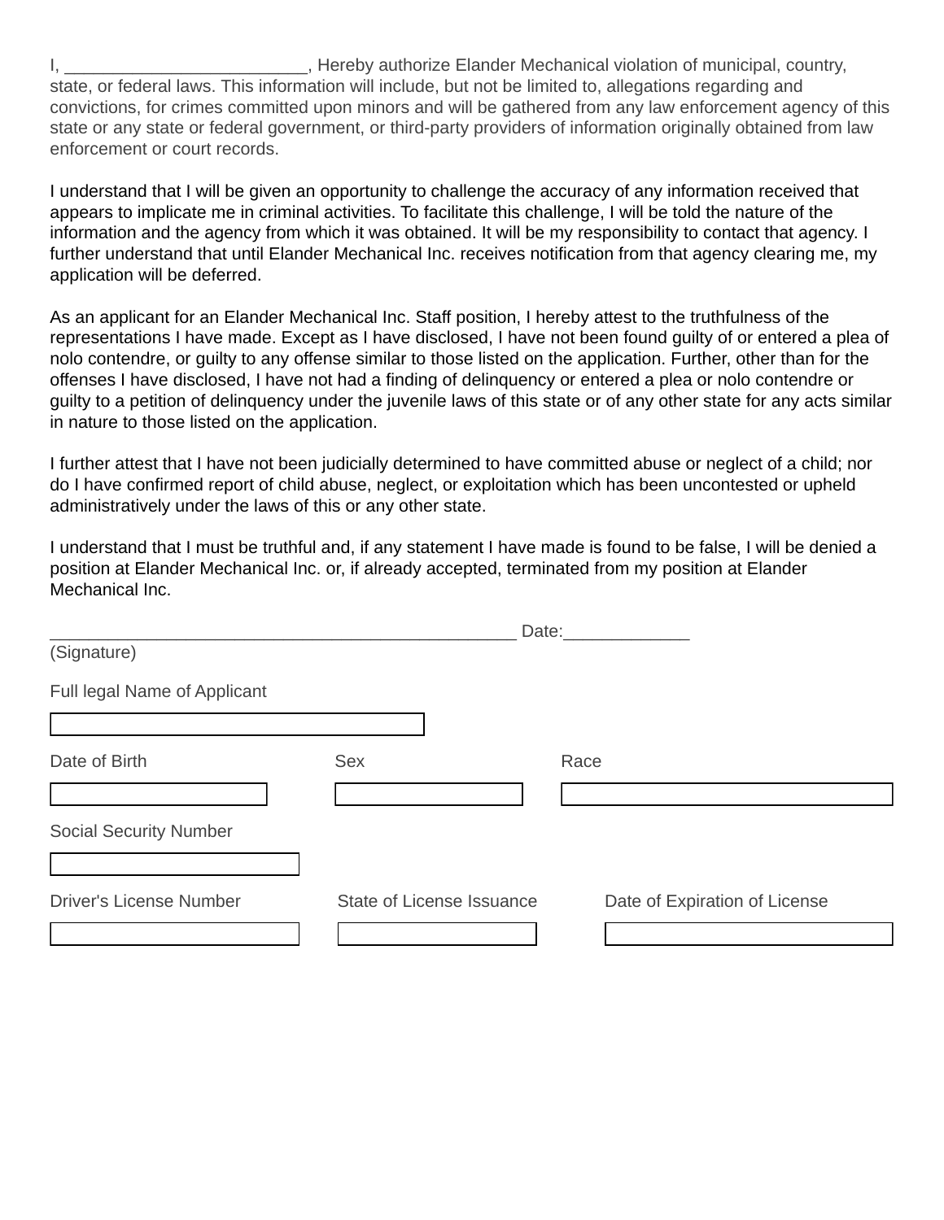I, _________________________, Hereby authorize Elander Mechanical violation of municipal, country, state, or federal laws. This information will include, but not be limited to, allegations regarding and convictions, for crimes committed upon minors and will be gathered from any law enforcement agency of this state or any state or federal government, or third-party providers of information originally obtained from law enforcement or court records.

I understand that I will be given an opportunity to challenge the accuracy of any information received that appears to implicate me in criminal activities. To facilitate this challenge, I will be told the nature of the information and the agency from which it was obtained. It will be my responsibility to contact that agency. I further understand that until Elander Mechanical Inc. receives notification from that agency clearing me, my application will be deferred.

As an applicant for an Elander Mechanical Inc. Staff position, I hereby attest to the truthfulness of the representations I have made. Except as I have disclosed, I have not been found guilty of or entered a plea of nolo contendre, or guilty to any offense similar to those listed on the application. Further, other than for the offenses I have disclosed, I have not had a finding of delinquency or entered a plea or nolo contendre or guilty to a petition of delinquency under the juvenile laws of this state or of any other state for any acts similar in nature to those listed on the application.

I further attest that I have not been judicially determined to have committed abuse or neglect of a child; nor do I have confirmed report of child abuse, neglect, or exploitation which has been uncontested or upheld administratively under the laws of this or any other state.

I understand that I must be truthful and, if any statement I have made is found to be false, I will be denied a position at Elander Mechanical Inc. or, if already accepted, terminated from my position at Elander Mechanical Inc.

__________________________________________________ Date:_____________
(Signature)

Full legal Name of Applicant

Date of Birth

Sex

Race

Social Security Number

Driver's License Number

State of License Issuance

Date of Expiration of License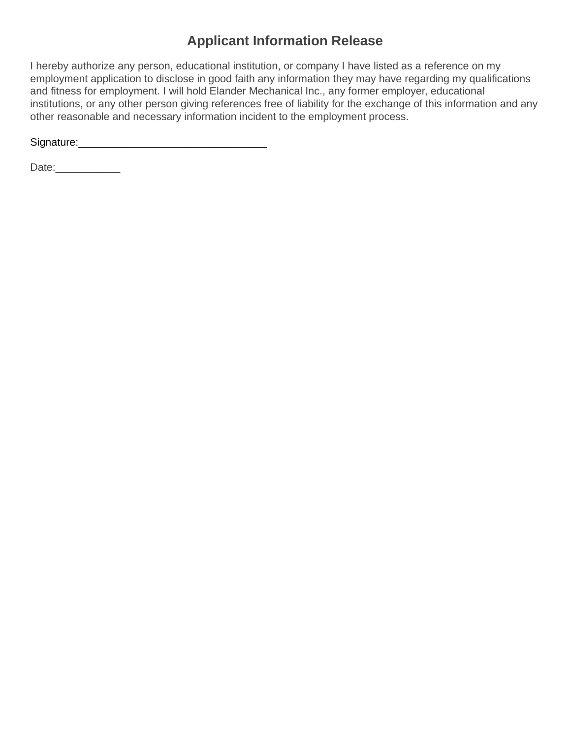# Applicant Information Release

I hereby authorize any person, educational institution, or company I have listed as a reference on my employment application to disclose in good faith any information they may have regarding my qualifications and fitness for employment. I will hold Elander Mechanical Inc., any former employer, educational institutions, or any other person giving references free of liability for the exchange of this information and any other reasonable and necessary information incident to the employment process.

Signature:________________________________

Date:___________